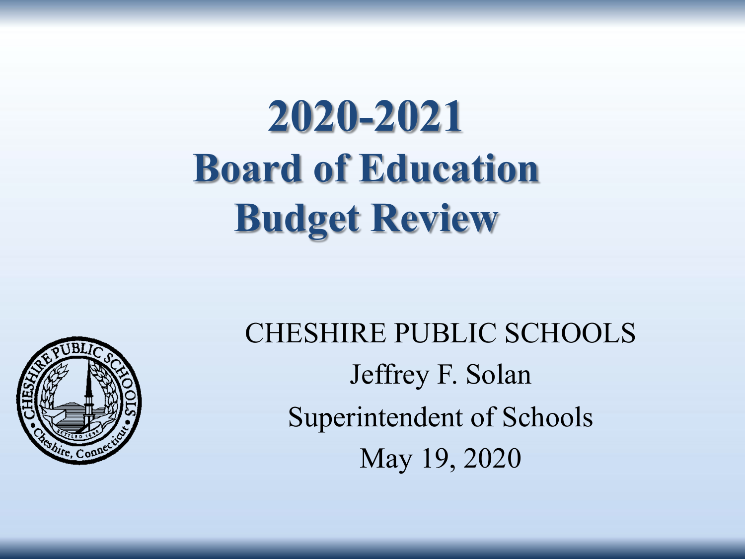# 2020-2021 Board of Education Budget Review

CHESHIRE PUBLIC SCHOOLS

Jeffrey F. Solan

Superintendent of Schools

May 19, 2020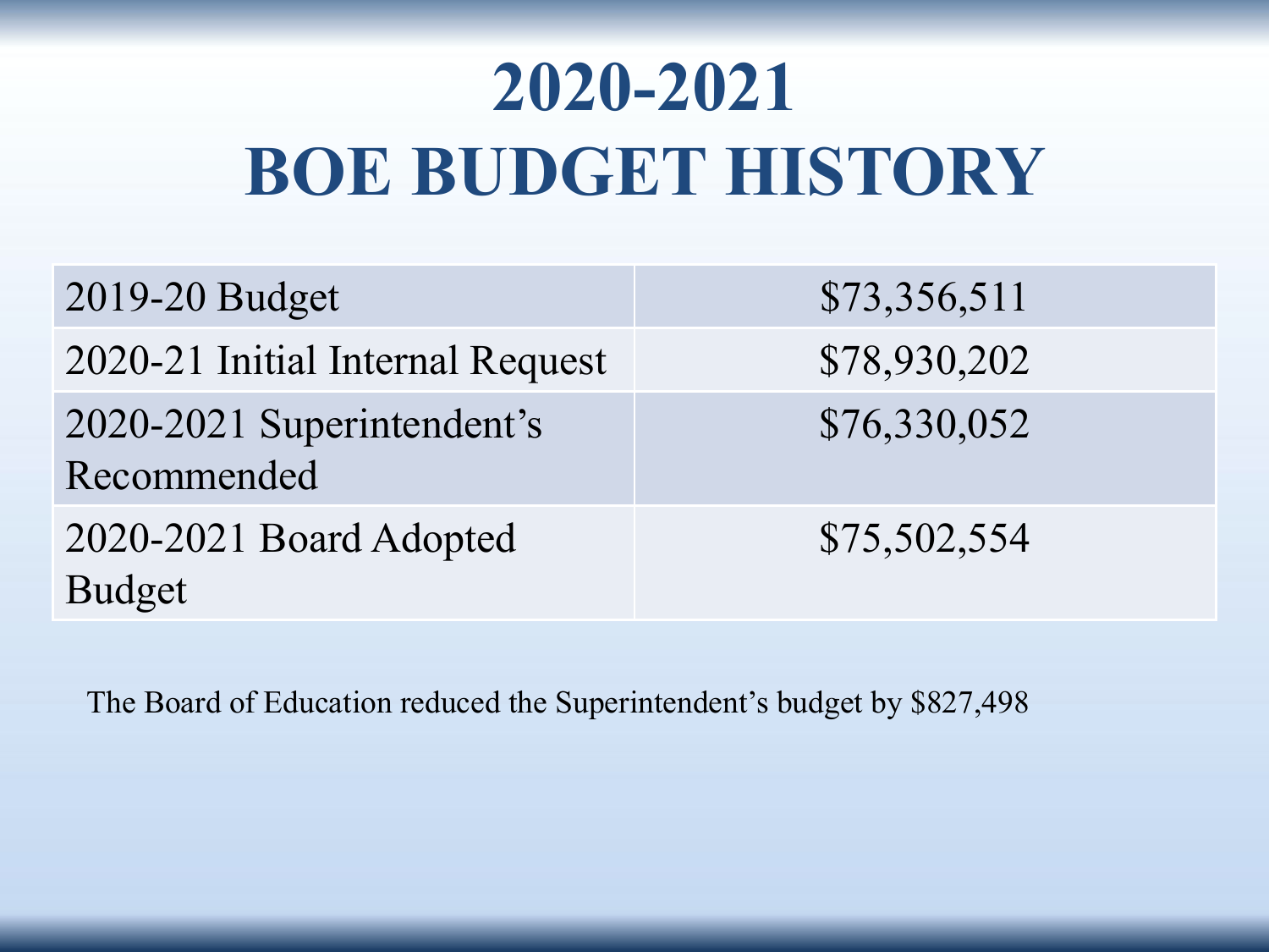# 2020-2021 BOE BUDGET HISTORY

| | |
|---|---|
| 2019-20 Budget | $73,356,511 |
| 2020-21 Initial Internal Request | $78,930,202 |
| 2020-2021 Superintendent's Recommended | $76,330,052 |
| 2020-2021 Board Adopted Budget | $75,502,554 |

The Board of Education reduced the Superintendent's budget by $827,498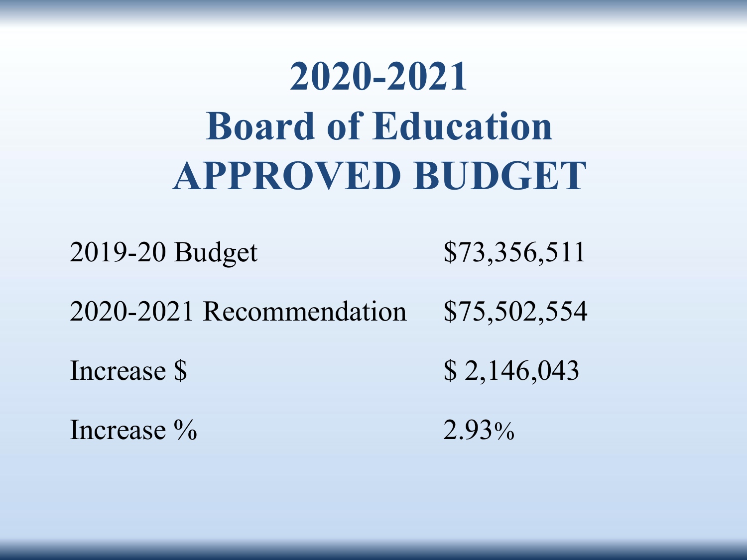# 2020-2021 Board of Education APPROVED BUDGET

| | |
|---|---|
| 2019-20 Budget | $73,356,511 |
| 2020-2021 Recommendation | $75,502,554 |
| Increase $ | $ 2,146,043 |
| Increase % | 2.93% |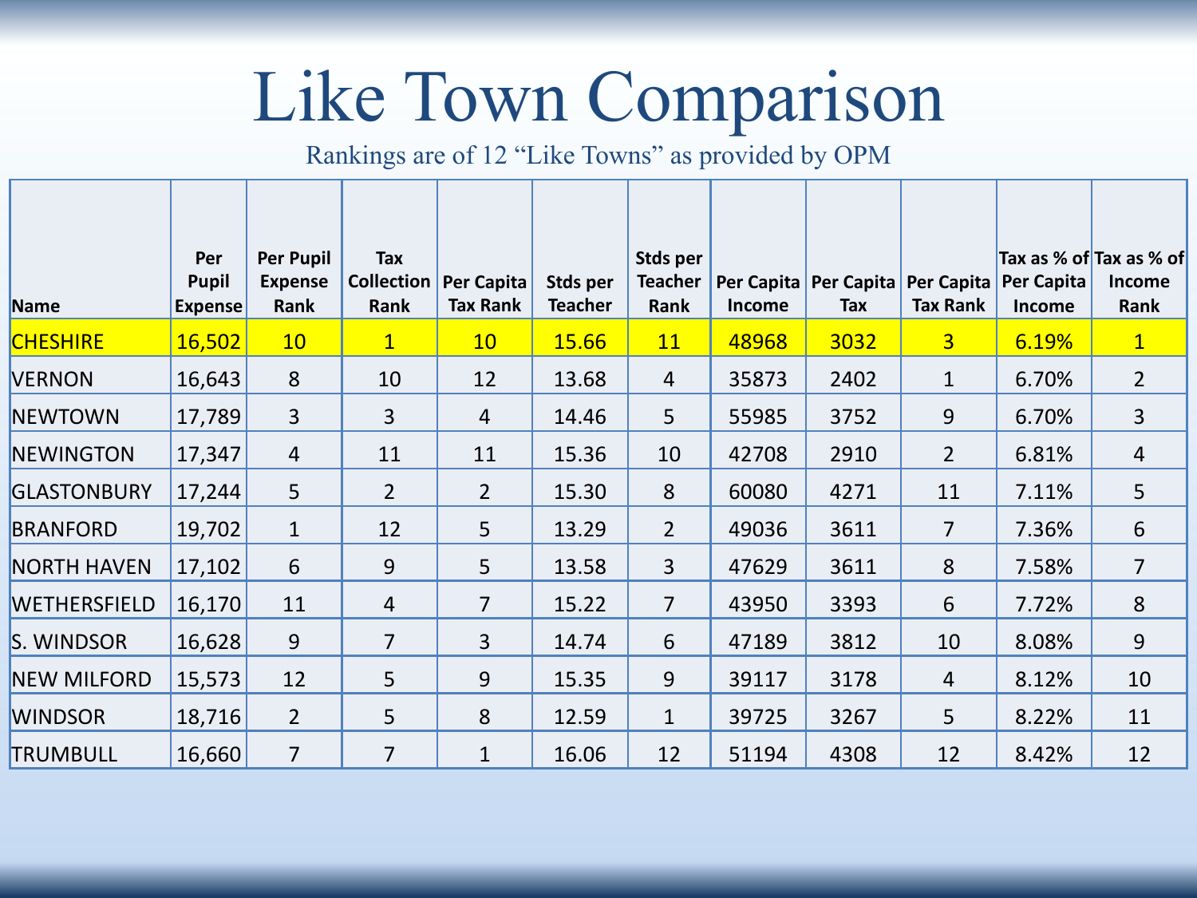# Like Town Comparison

Rankings are of 12 "Like Towns" as provided by OPM

| Name | Per Pupil Expense | Per Pupil Expense Rank | Tax Collection Rank | Per Capita Tax Rank | Stds per Teacher | Stds per Teacher Rank | Per Capita Income | Per Capita Tax | Per Capita Tax Rank | Tax as % of Per Capita Income | Tax as % of Income Rank |
|---|---|---|---|---|---|---|---|---|---|---|---|
| CHESHIRE | 16,502 | 10 | 1 | 10 | 15.66 | 11 | 48968 | 3032 | 3 | 6.19% | 1 |
| VERNON | 16,643 | 8 | 10 | 12 | 13.68 | 4 | 35873 | 2402 | 1 | 6.70% | 2 |
| NEWTOWN | 17,789 | 3 | 3 | 4 | 14.46 | 5 | 55985 | 3752 | 9 | 6.70% | 3 |
| NEWINGTON | 17,347 | 4 | 11 | 11 | 15.36 | 10 | 42708 | 2910 | 2 | 6.81% | 4 |
| GLASTONBURY | 17,244 | 5 | 2 | 2 | 15.30 | 8 | 60080 | 4271 | 11 | 7.11% | 5 |
| BRANFORD | 19,702 | 1 | 12 | 5 | 13.29 | 2 | 49036 | 3611 | 7 | 7.36% | 6 |
| NORTH HAVEN | 17,102 | 6 | 9 | 5 | 13.58 | 3 | 47629 | 3611 | 8 | 7.58% | 7 |
| WETHERSFIELD | 16,170 | 11 | 4 | 7 | 15.22 | 7 | 43950 | 3393 | 6 | 7.72% | 8 |
| S. WINDSOR | 16,628 | 9 | 7 | 3 | 14.74 | 6 | 47189 | 3812 | 10 | 8.08% | 9 |
| NEW MILFORD | 15,573 | 12 | 5 | 9 | 15.35 | 9 | 39117 | 3178 | 4 | 8.12% | 10 |
| WINDSOR | 18,716 | 2 | 5 | 8 | 12.59 | 1 | 39725 | 3267 | 5 | 8.22% | 11 |
| TRUMBULL | 16,660 | 7 | 7 | 1 | 16.06 | 12 | 51194 | 4308 | 12 | 8.42% | 12 |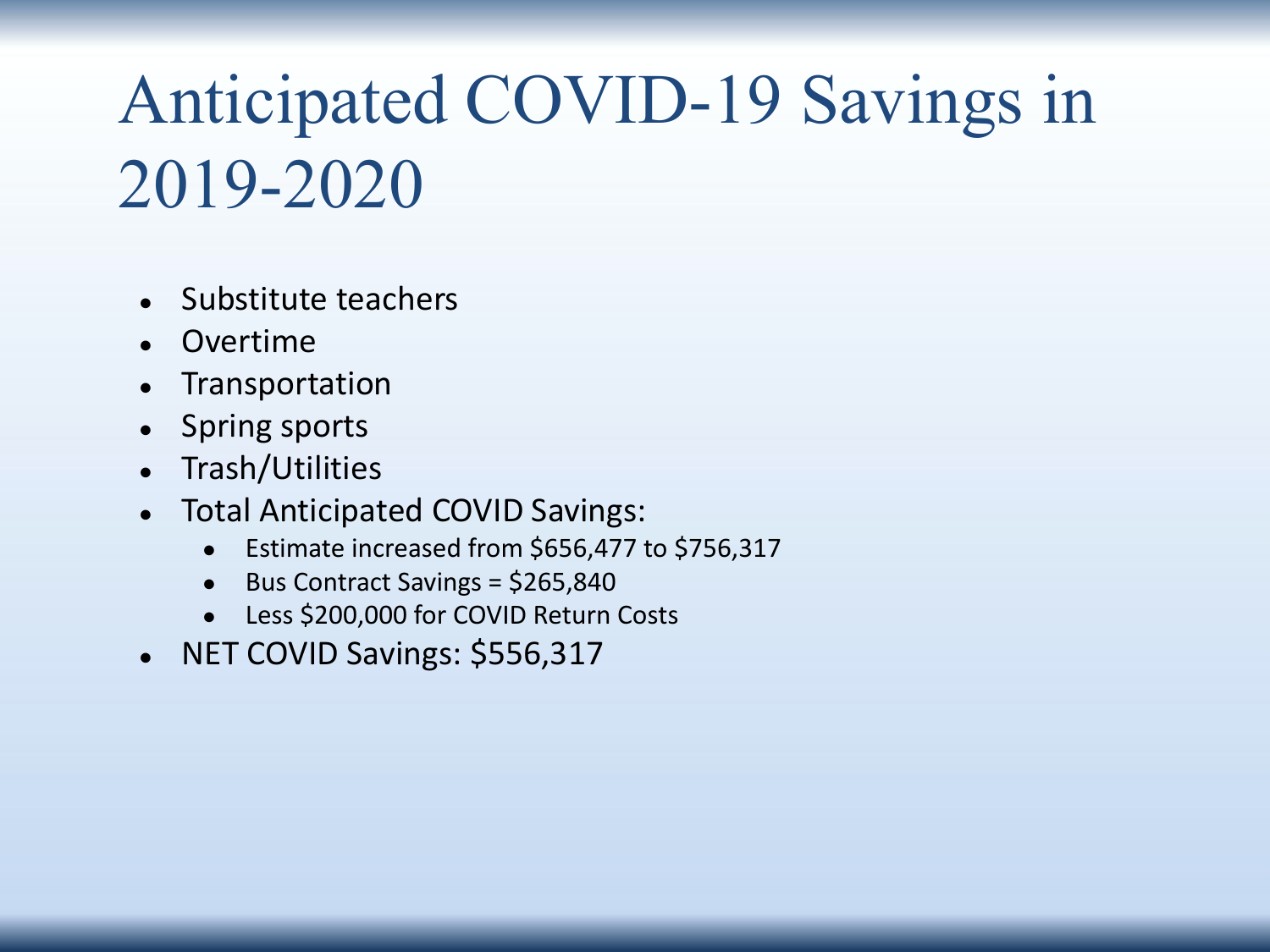# Anticipated COVID-19 Savings in 2019-2020

- Substitute teachers
- Overtime
- Transportation
- Spring sports
- Trash/Utilities
- Total Anticipated COVID Savings:
  - Estimate increased from $656,477 to $756,317
  - Bus Contract Savings = $265,840
  - Less $200,000 for COVID Return Costs
- NET COVID Savings: $556,317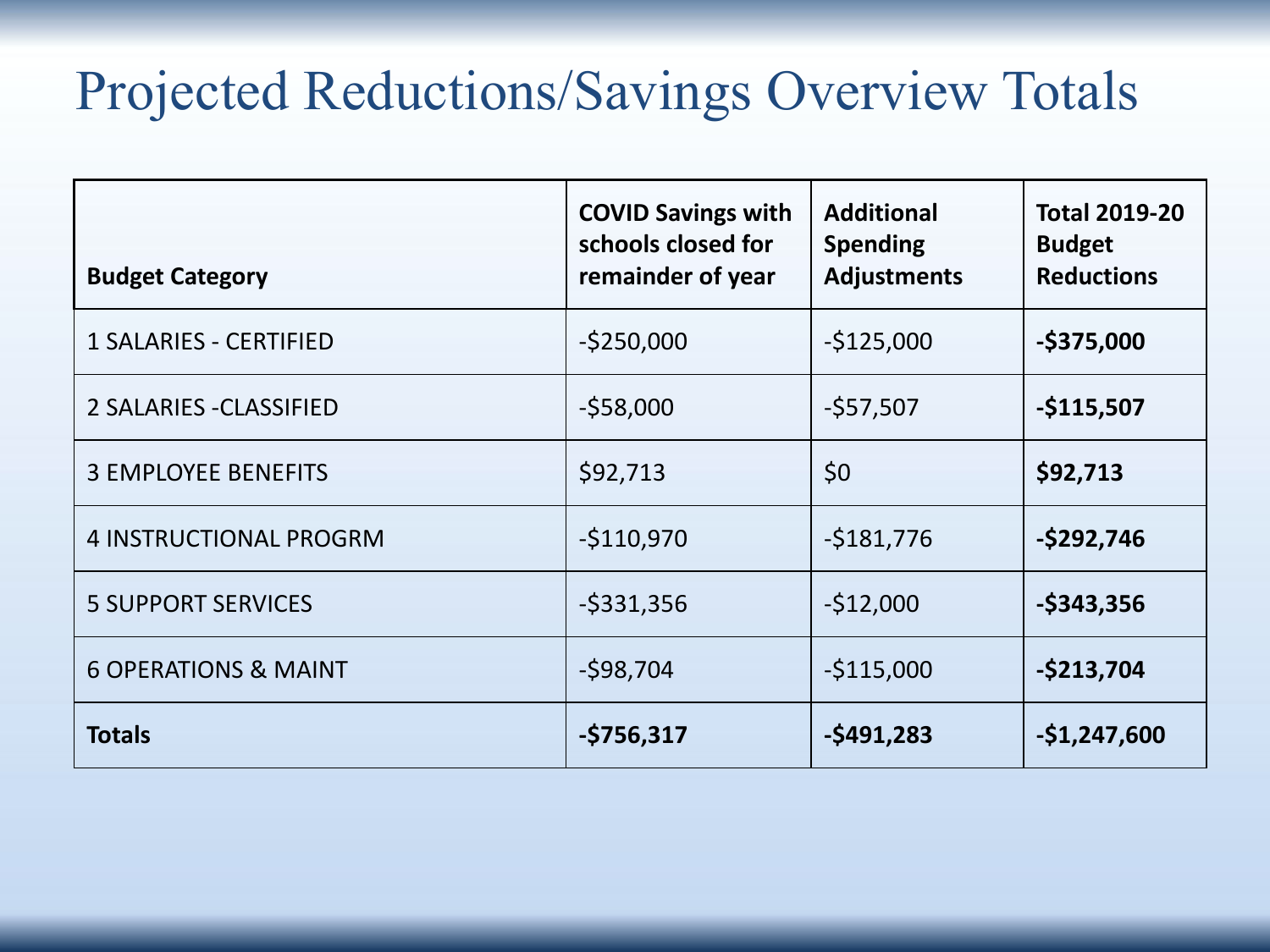# Projected Reductions/Savings Overview Totals

| Budget Category | COVID Savings with schools closed for remainder of year | Additional Spending Adjustments | Total 2019-20 Budget Reductions |
|---|---|---|---|
| 1 SALARIES - CERTIFIED | -$250,000 | -$125,000 | **-$375,000** |
| 2 SALARIES -CLASSIFIED | -$58,000 | -$57,507 | **-$115,507** |
| 3 EMPLOYEE BENEFITS | $92,713 | $0 | **$92,713** |
| 4 INSTRUCTIONAL PROGRM | -$110,970 | -$181,776 | **-$292,746** |
| 5 SUPPORT SERVICES | -$331,356 | -$12,000 | **-$343,356** |
| 6 OPERATIONS & MAINT | -$98,704 | -$115,000 | **-$213,704** |
| **Totals** | **-$756,317** | **-$491,283** | **-$1,247,600** |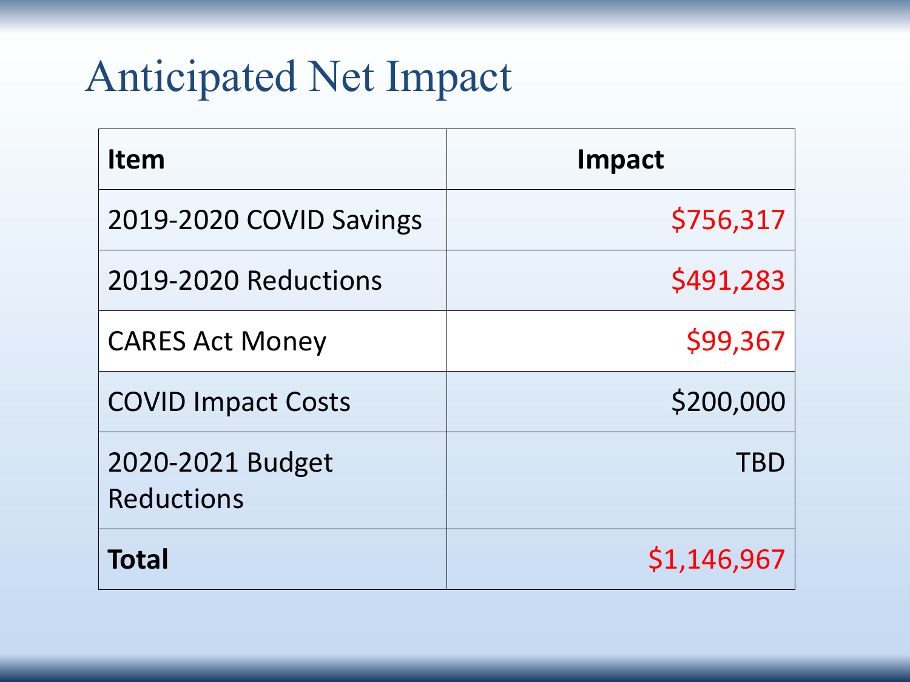# Anticipated Net Impact

| Item | Impact |
|---|---|
| 2019-2020 COVID Savings | $756,317 |
| 2019-2020 Reductions | $491,283 |
| CARES Act Money | $99,367 |
| COVID Impact Costs | $200,000 |
| 2020-2021 Budget Reductions | TBD |
| **Total** | $1,146,967 |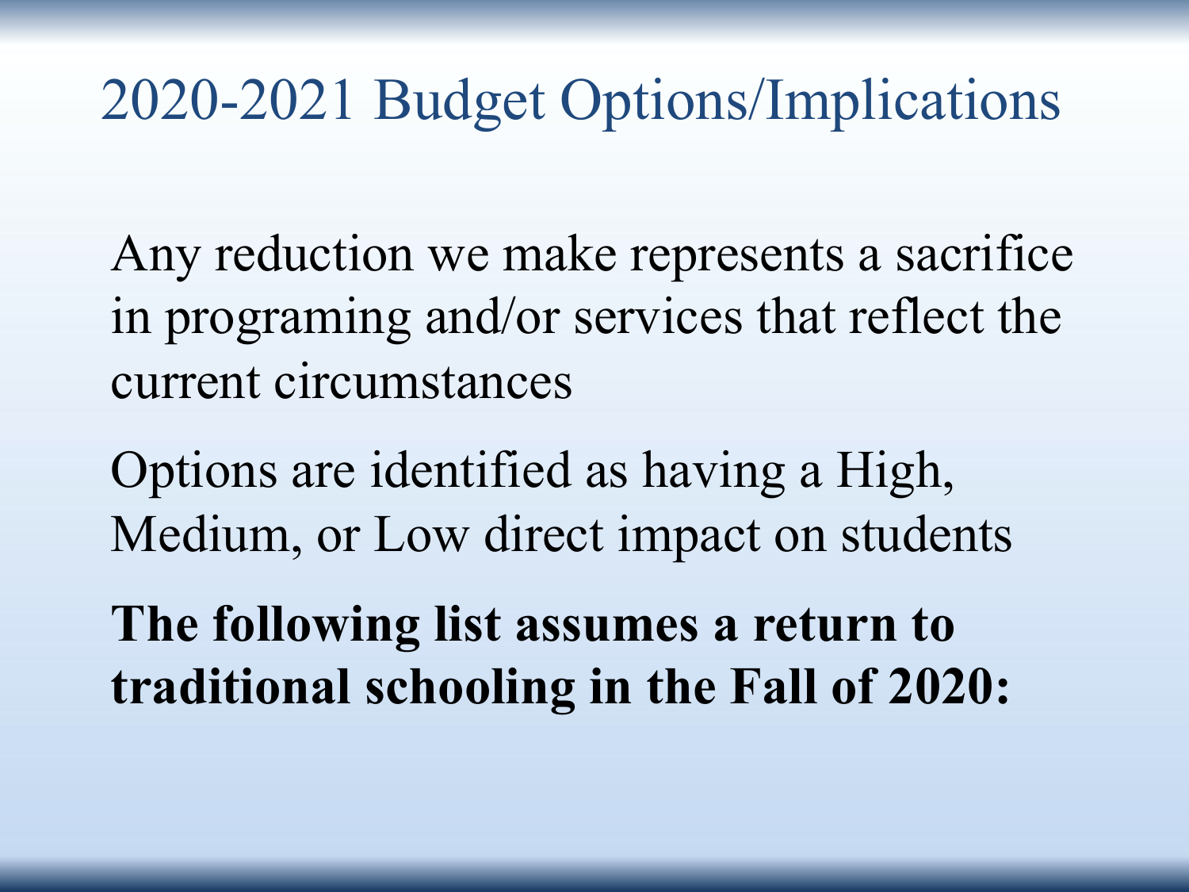# 2020-2021 Budget Options/Implications

Any reduction we make represents a sacrifice in programing and/or services that reflect the current circumstances

Options are identified as having a High, Medium, or Low direct impact on students

**The following list assumes a return to traditional schooling in the Fall of 2020:**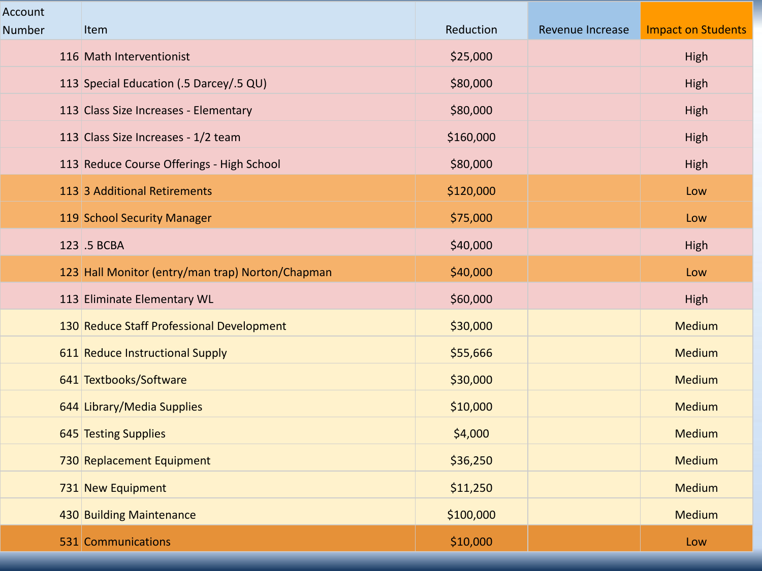| Account Number | Item | Reduction | Revenue Increase | Impact on Students |
|---|---|---|---|---|
| 116 | Math Interventionist | $25,000 | | High |
| 113 | Special Education (.5 Darcey/.5 QU) | $80,000 | | High |
| 113 | Class Size Increases - Elementary | $80,000 | | High |
| 113 | Class Size Increases - 1/2 team | $160,000 | | High |
| 113 | Reduce Course Offerings - High School | $80,000 | | High |
| 113 | 3 Additional Retirements | $120,000 | | Low |
| 119 | School Security Manager | $75,000 | | Low |
| 123 | .5 BCBA | $40,000 | | High |
| 123 | Hall Monitor (entry/man trap) Norton/Chapman | $40,000 | | Low |
| 113 | Eliminate Elementary WL | $60,000 | | High |
| 130 | Reduce Staff Professional Development | $30,000 | | Medium |
| 611 | Reduce Instructional Supply | $55,666 | | Medium |
| 641 | Textbooks/Software | $30,000 | | Medium |
| 644 | Library/Media Supplies | $10,000 | | Medium |
| 645 | Testing Supplies | $4,000 | | Medium |
| 730 | Replacement Equipment | $36,250 | | Medium |
| 731 | New Equipment | $11,250 | | Medium |
| 430 | Building Maintenance | $100,000 | | Medium |
| 531 | Communications | $10,000 | | Low |